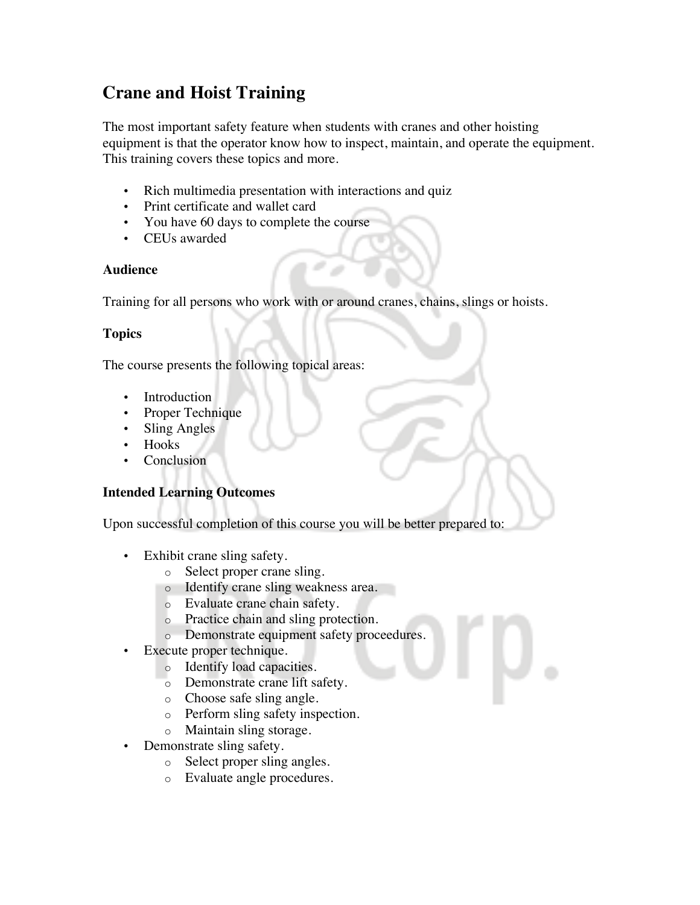# Crane and Hoist Training

The most important safety feature when students with cranes and other hoisting equipment is that the operator know how to inspect, maintain, and operate the equipment. This training covers these topics and more.

- Rich multimedia presentation with interactions and quiz
- Print certificate and wallet card
- You have 60 days to complete the course
- CEUs awarded

### Audience

Training for all persons who work with or around cranes, chains, slings or hoists.

### Topics

The course presents the following topical areas:

- Introduction
- Proper Technique
- Sling Angles
- Hooks
- Conclusion

### Intended Learning Outcomes

Upon successful completion of this course you will be better prepared to:

- Exhibit crane sling safety.
  - Select proper crane sling.
  - Identify crane sling weakness area.
  - Evaluate crane chain safety.
  - Practice chain and sling protection.
  - Demonstrate equipment safety proceedures.
- Execute proper technique.
  - Identify load capacities.
  - Demonstrate crane lift safety.
  - Choose safe sling angle.
  - Perform sling safety inspection.
  - Maintain sling storage.
- Demonstrate sling safety.
  - Select proper sling angles.
  - Evaluate angle procedures.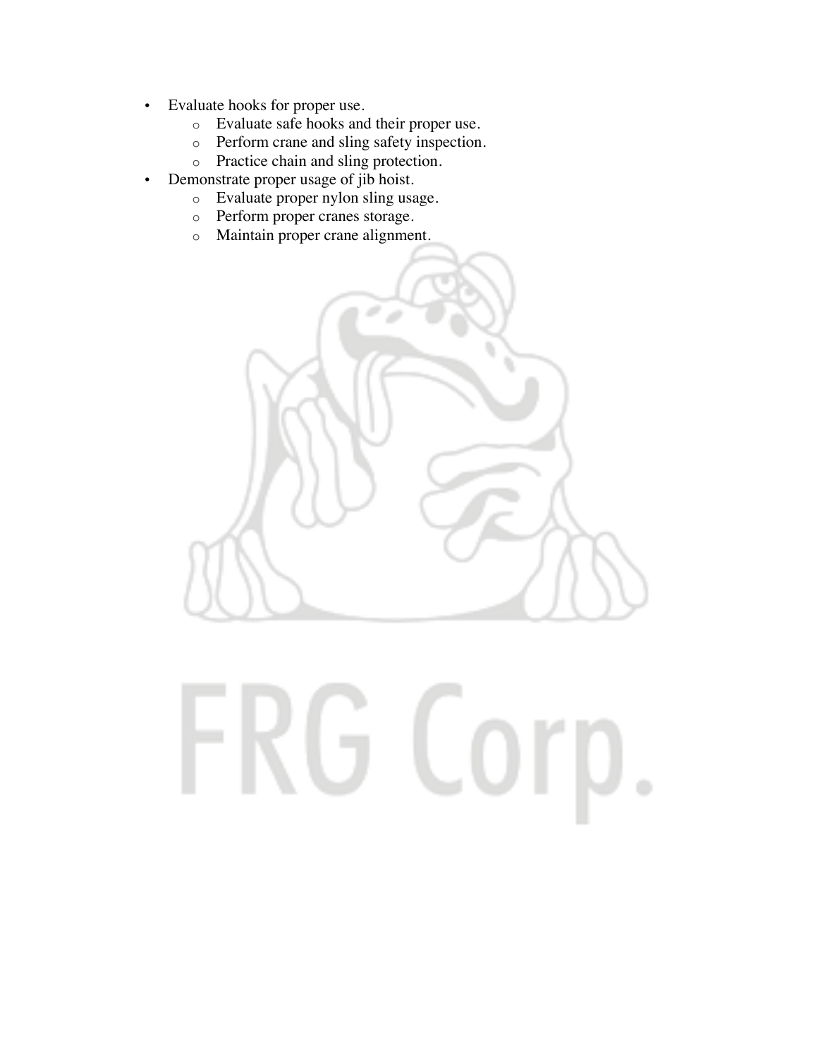- Evaluate hooks for proper use.
  - Evaluate safe hooks and their proper use.
  - Perform crane and sling safety inspection.
  - Practice chain and sling protection.
- Demonstrate proper usage of jib hoist.
  - Evaluate proper nylon sling usage.
  - Perform proper cranes storage.
  - Maintain proper crane alignment.